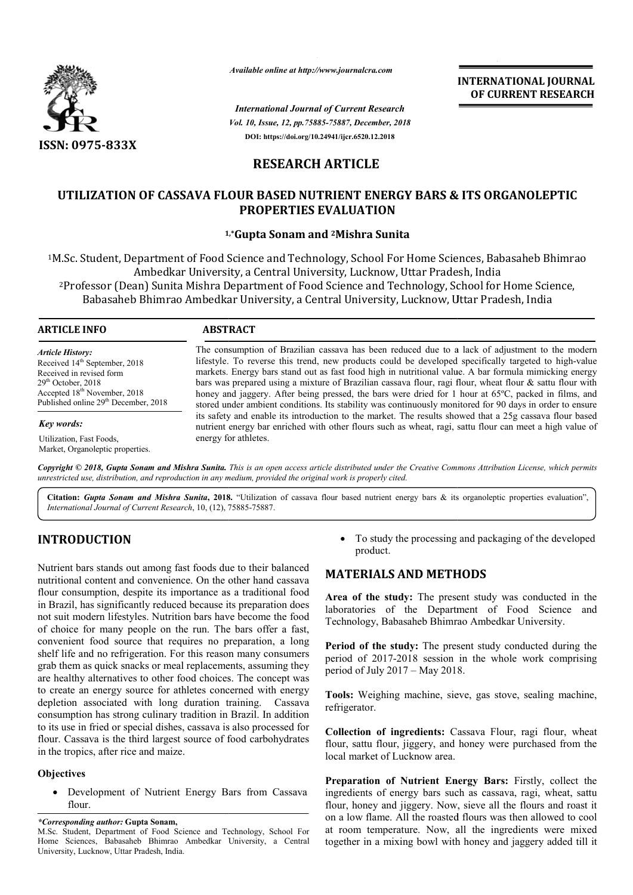# RESEARCH ARTICLE

## UTILIZATION OF CASSAVA FLOUR BASED NUTRIENT ENERGY BARS & ITS ORGANOLEPTIC PROPERTIES EVALUATION

**[1,*]Gupta Sonam and [2]Mishra Sunita**

[1]M.Sc. Student, Department of Food Science and Technology, School For Home Sciences, Babasaheb Bhimrao Ambedkar University, a Central University, Lucknow, Uttar Pradesh, India

[2]Professor (Dean) Sunita Mishra Department of Food Science and Technology, School for Home Science, Babasaheb Bhimrao Ambedkar University, a Central University, Lucknow, Uttar Pradesh, India

**ARTICLE INFO**

*Article History:*

Received 14th September, 2018
Received in revised form
29th October, 2018
Accepted 18th November, 2018
Published online 29th December, 2018

*Key words:*

Utilization, Fast Foods, Market, Organoleptic properties.

**ABSTRACT**

The consumption of Brazilian cassava has been reduced due to a lack of adjustment to the modern lifestyle. To reverse this trend, new products could be developed specifically targeted to high-value markets. Energy bars stand out as fast food high in nutritional value. A bar formula mimicking energy bars was prepared using a mixture of Brazilian cassava flour, ragi flour, wheat flour & sattu flour with honey and jaggery. After being pressed, the bars were dried for 1 hour at 65ºC, packed in films, and stored under ambient conditions. Its stability was continuously monitored for 90 days in order to ensure its safety and enable its introduction to the market. The results showed that a 25g cassava flour based nutrient energy bar enriched with other flours such as wheat, ragi, sattu flour can meet a high value of energy for athletes.

*Copyright © 2018, Gupta Sonam and Mishra Sunita. This is an open access article distributed under the Creative Commons Attribution License, which permits unrestricted use, distribution, and reproduction in any medium, provided the original work is properly cited.*

**Citation:** *Gupta Sonam and Mishra Sunita***, 2018.** "Utilization of cassava flour based nutrient energy bars & its organoleptic properties evaluation", *International Journal of Current Research*, 10, (12), 75885-75887.

## INTRODUCTION

Nutrient bars stands out among fast foods due to their balanced nutritional content and convenience. On the other hand cassava flour consumption, despite its importance as a traditional food in Brazil, has significantly reduced because its preparation does not suit modern lifestyles. Nutrition bars have become the food of choice for many people on the run. The bars offer a fast, convenient food source that requires no preparation, a long shelf life and no refrigeration. For this reason many consumers grab them as quick snacks or meal replacements, assuming they are healthy alternatives to other food choices. The concept was to create an energy source for athletes concerned with energy depletion associated with long duration training. Cassava consumption has strong culinary tradition in Brazil. In addition to its use in fried or special dishes, cassava is also processed for flour. Cassava is the third largest source of food carbohydrates in the tropics, after rice and maize.

### Objectives

- Development of Nutrient Energy Bars from Cassava flour.
- To study the processing and packaging of the developed product.

## MATERIALS AND METHODS

**Area of the study:** The present study was conducted in the laboratories of the Department of Food Science and Technology, Babasaheb Bhimrao Ambedkar University.

**Period of the study:** The present study conducted during the period of 2017-2018 session in the whole work comprising period of July 2017 – May 2018.

**Tools:** Weighing machine, sieve, gas stove, sealing machine, refrigerator.

**Collection of ingredients:** Cassava Flour, ragi flour, wheat flour, sattu flour, jiggery, and honey were purchased from the local market of Lucknow area.

**Preparation of Nutrient Energy Bars:** Firstly, collect the ingredients of energy bars such as cassava, ragi, wheat, sattu flour, honey and jiggery. Now, sieve all the flours and roast it on a low flame. All the roasted flours was then allowed to cool at room temperature. Now, all the ingredients were mixed together in a mixing bowl with honey and jaggery added till it

*\*Corresponding author:* **Gupta Sonam,**
M.Sc. Student, Department of Food Science and Technology, School For Home Sciences, Babasaheb Bhimrao Ambedkar University, a Central University, Lucknow, Uttar Pradesh, India.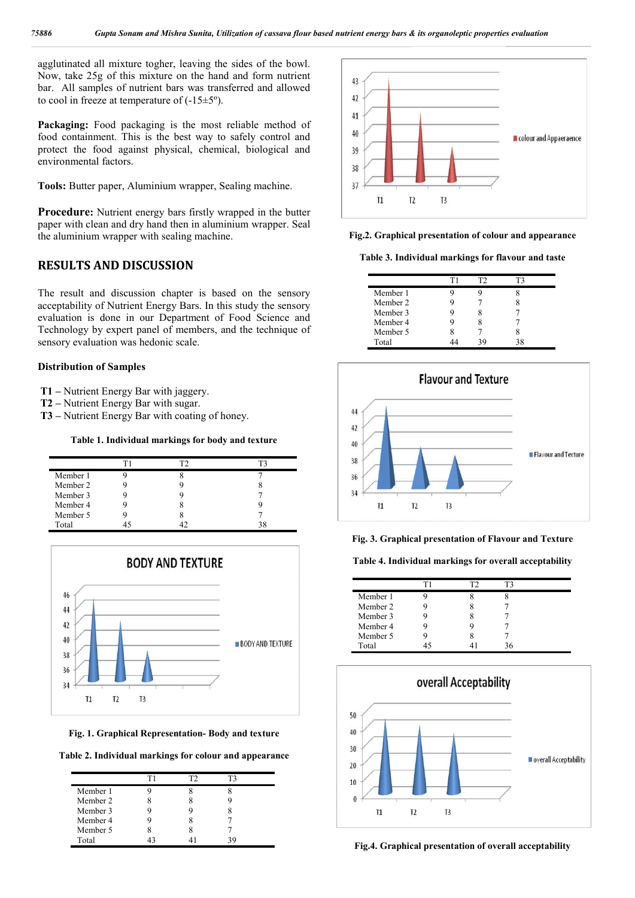agglutinated all mixture togher, leaving the sides of the bowl. Now, take 25g of this mixture on the hand and form nutrient bar. All samples of nutrient bars was transferred and allowed to cool in freeze at temperature of (-15±5º).

**Packaging:** Food packaging is the most reliable method of food containment. This is the best way to safely control and protect the food against physical, chemical, biological and environmental factors.

**Tools:** Butter paper, Aluminium wrapper, Sealing machine.

**Procedure:** Nutrient energy bars firstly wrapped in the butter paper with clean and dry hand then in aluminium wrapper. Seal the aluminium wrapper with sealing machine.

## RESULTS AND DISCUSSION

The result and discussion chapter is based on the sensory acceptability of Nutrient Energy Bars. In this study the sensory evaluation is done in our Department of Food Science and Technology by expert panel of members, and the technique of sensory evaluation was hedonic scale.

### Distribution of Samples

**T1** – Nutrient Energy Bar with jaggery.
**T2** – Nutrient Energy Bar with sugar.
**T3** – Nutrient Energy Bar with coating of honey.

**Table 1. Individual markings for body and texture**

| | T1 | T2 | T3 |
|---|---|---|---|
| Member 1 | 9 | 8 | 7 |
| Member 2 | 9 | 9 | 8 |
| Member 3 | 9 | 9 | 7 |
| Member 4 | 9 | 8 | 9 |
| Member 5 | 9 | 8 | 7 |
| Total | 45 | 42 | 38 |

**Fig. 1. Graphical Representation- Body and texture**

**Table 2. Individual markings for colour and appearance**

| | T1 | T2 | T3 |
|---|---|---|---|
| Member 1 | 9 | 8 | 8 |
| Member 2 | 8 | 8 | 9 |
| Member 3 | 9 | 9 | 8 |
| Member 4 | 9 | 8 | 7 |
| Member 5 | 8 | 8 | 7 |
| Total | 43 | 41 | 39 |

**Fig.2. Graphical presentation of colour and appearance**

**Table 3. Individual markings for flavour and taste**

| | T1 | T2 | T3 |
|---|---|---|---|
| Member 1 | 9 | 9 | 8 |
| Member 2 | 9 | 7 | 8 |
| Member 3 | 9 | 8 | 7 |
| Member 4 | 9 | 8 | 7 |
| Member 5 | 8 | 7 | 8 |
| Total | 44 | 39 | 38 |

**Fig. 3. Graphical presentation of Flavour and Texture**

**Table 4. Individual markings for overall acceptability**

| | T1 | T2 | T3 |
|---|---|---|---|
| Member 1 | 9 | 8 | 8 |
| Member 2 | 9 | 8 | 7 |
| Member 3 | 9 | 8 | 7 |
| Member 4 | 9 | 9 | 7 |
| Member 5 | 9 | 8 | 7 |
| Total | 45 | 41 | 36 |

**Fig.4. Graphical presentation of overall acceptability**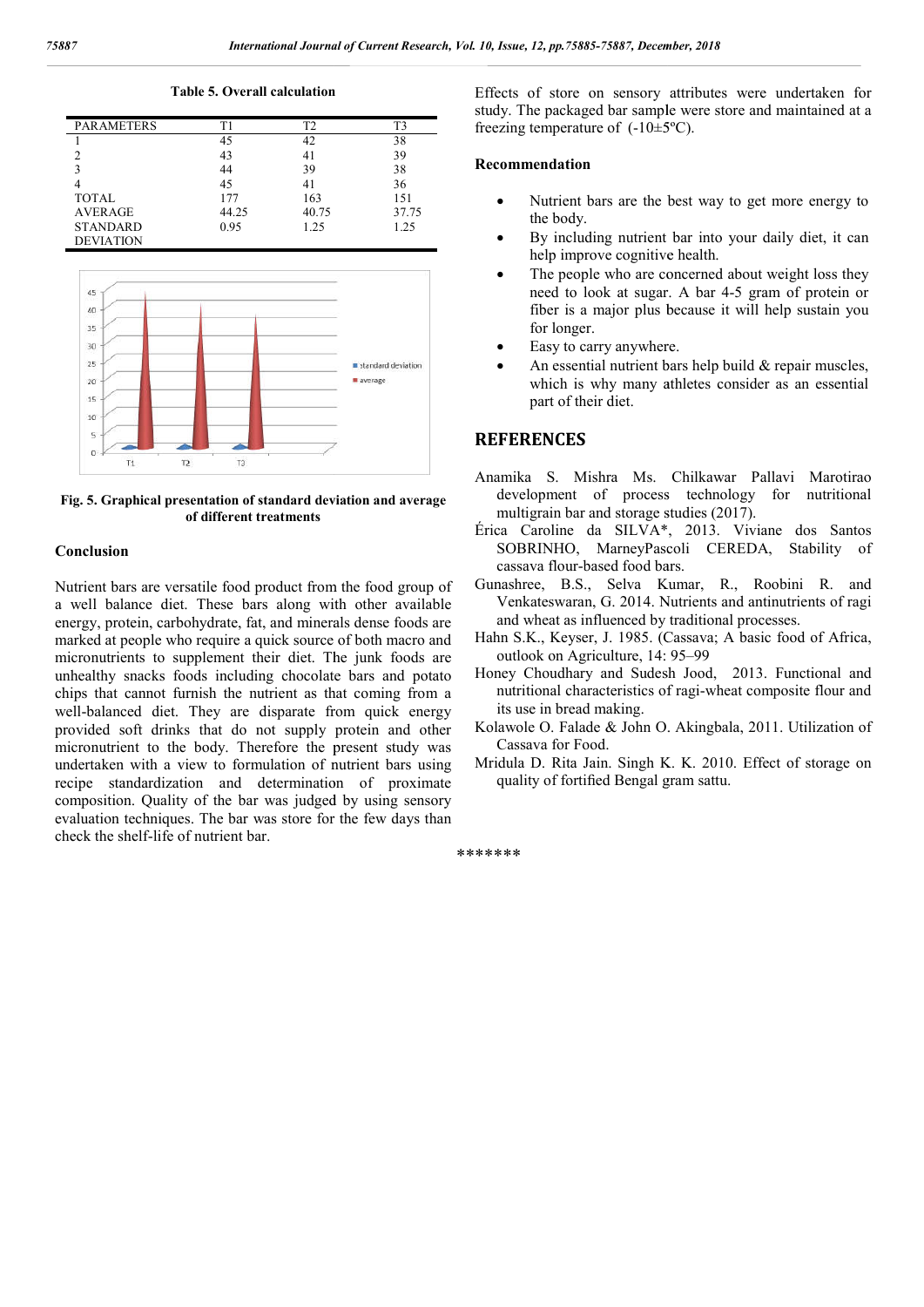Table 5. Overall calculation

| PARAMETERS | T1 | T2 | T3 |
|---|---|---|---|
| 1 | 45 | 42 | 38 |
| 2 | 43 | 41 | 39 |
| 3 | 44 | 39 | 38 |
| 4 | 45 | 41 | 36 |
| TOTAL | 177 | 163 | 151 |
| AVERAGE | 44.25 | 40.75 | 37.75 |
| STANDARD DEVIATION | 0.95 | 1.25 | 1.25 |

45
40
35
30
25
20
15
10
5
0
T1
T2
T3
standard deviation
average

**Fig. 5. Graphical presentation of standard deviation and average of different treatments**

### Conclusion

Nutrient bars are versatile food product from the food group of a well balance diet. These bars along with other available energy, protein, carbohydrate, fat, and minerals dense foods are marked at people who require a quick source of both macro and micronutrients to supplement their diet. The junk foods are unhealthy snacks foods including chocolate bars and potato chips that cannot furnish the nutrient as that coming from a well-balanced diet. They are disparate from quick energy provided soft drinks that do not supply protein and other micronutrient to the body. Therefore the present study was undertaken with a view to formulation of nutrient bars using recipe standardization and determination of proximate composition. Quality of the bar was judged by using sensory evaluation techniques. The bar was store for the few days than check the shelf-life of nutrient bar.

Effects of store on sensory attributes were undertaken for study. The packaged bar sample were store and maintained at a freezing temperature of (-10±5ºC).

### Recommendation

- Nutrient bars are the best way to get more energy to the body.
- By including nutrient bar into your daily diet, it can help improve cognitive health.
- The people who are concerned about weight loss they need to look at sugar. A bar 4-5 gram of protein or fiber is a major plus because it will help sustain you for longer.
- Easy to carry anywhere.
- An essential nutrient bars help build & repair muscles, which is why many athletes consider as an essential part of their diet.

## REFERENCES

Anamika S. Mishra Ms. Chilkawar Pallavi Marotirao development of process technology for nutritional multigrain bar and storage studies (2017).

Érica Caroline da SILVA*, 2013. Viviane dos Santos SOBRINHO, MarneyPascoli CEREDA, Stability of cassava flour-based food bars.

Gunashree, B.S., Selva Kumar, R., Roobini R. and Venkateswaran, G. 2014. Nutrients and antinutrients of ragi and wheat as influenced by traditional processes.

Hahn S.K., Keyser, J. 1985. (Cassava; A basic food of Africa, outlook on Agriculture, 14: 95–99

Honey Choudhary and Sudesh Jood, 2013. Functional and nutritional characteristics of ragi-wheat composite flour and its use in bread making.

Kolawole O. Falade & John O. Akingbala, 2011. Utilization of Cassava for Food.

Mridula D. Rita Jain. Singh K. K. 2010. Effect of storage on quality of fortified Bengal gram sattu.

\*\*\*\*\*\*\*